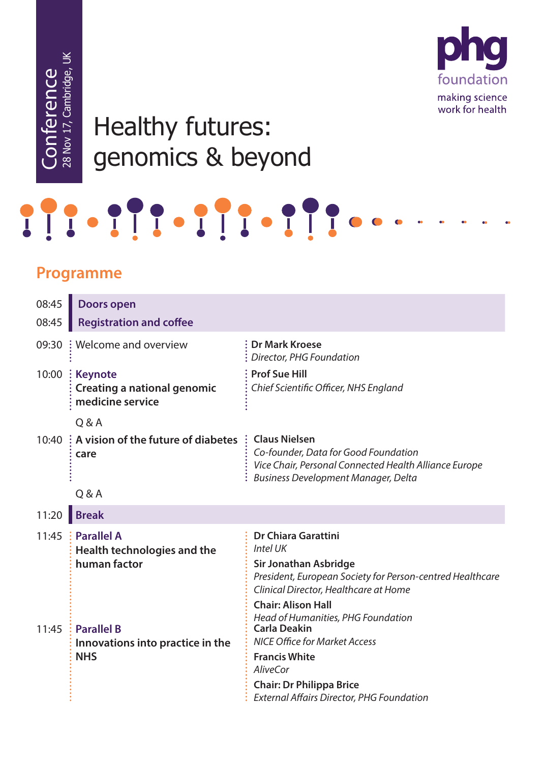Conference
28 Nov 17, Cambridge, UK

# Healthy futures: genomics & beyond

phg foundation
making science work for health

## Programme

| Time | Session | Speaker |
|---|---|---|
| 08:45 | **Doors open** | |
| 08:45 | **Registration and coffee** | |
| 09:30 | Welcome and overview | **Dr Mark Kroese**<br>*Director, PHG Foundation* |
| 10:00 | **Keynote**<br>**Creating a national genomic medicine service** | **Prof Sue Hill**<br>*Chief Scientific Officer, NHS England* |
| | Q & A | |
| 10:40 | **A vision of the future of diabetes care** | **Claus Nielsen**<br>*Co-founder, Data for Good Foundation*<br>*Vice Chair, Personal Connected Health Alliance Europe*<br>*Business Development Manager, Delta* |
| | Q & A | |
| 11:20 | **Break** | |
| 11:45 | **Parallel A**<br>**Health technologies and the human factor** | **Dr Chiara Garattini**<br>*Intel UK*<br>**Sir Jonathan Asbridge**<br>*President, European Society for Person-centred Healthcare*<br>*Clinical Director, Healthcare at Home*<br>**Chair: Alison Hall**<br>*Head of Humanities, PHG Foundation* |
| 11:45 | **Parallel B**<br>**Innovations into practice in the NHS** | **Carla Deakin**<br>*NICE Office for Market Access*<br>**Francis White**<br>*AliveCor*<br>**Chair: Dr Philippa Brice**<br>*External Affairs Director, PHG Foundation* |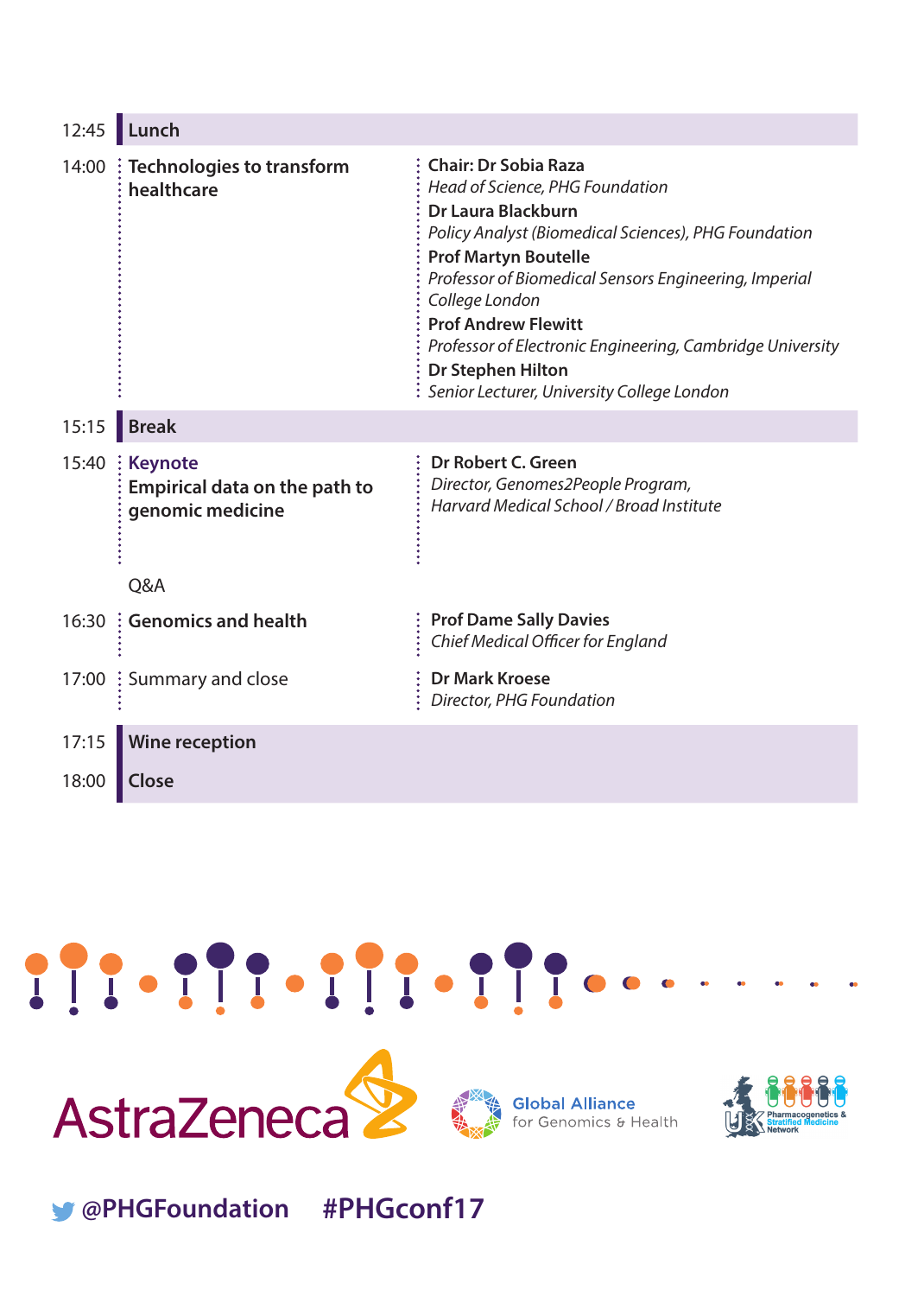| | | |
|---|---|---|
| 12:45 | **Lunch** | |
| 14:00 | **Technologies to transform healthcare** | **Chair: Dr Sobia Raza**<br>*Head of Science, PHG Foundation*<br>**Dr Laura Blackburn**<br>*Policy Analyst (Biomedical Sciences), PHG Foundation*<br>**Prof Martyn Boutelle**<br>*Professor of Biomedical Sensors Engineering, Imperial College London*<br>**Prof Andrew Flewitt**<br>*Professor of Electronic Engineering, Cambridge University*<br>**Dr Stephen Hilton**<br>*Senior Lecturer, University College London* |
| 15:15 | **Break** | |
| 15:40 | **Keynote**<br>**Empirical data on the path to genomic medicine**<br><br>Q&A | **Dr Robert C. Green**<br>*Director, Genomes2People Program, Harvard Medical School / Broad Institute* |
| 16:30 | **Genomics and health** | **Prof Dame Sally Davies**<br>*Chief Medical Officer for England* |
| 17:00 | Summary and close | **Dr Mark Kroese**<br>*Director, PHG Foundation* |
| 17:15 | **Wine reception** | |
| 18:00 | **Close** | |

AstraZeneca

Global Alliance for Genomics & Health

UK Pharmacogenetics & Stratified Medicine Network

**@PHGFoundation** **#PHGconf17**